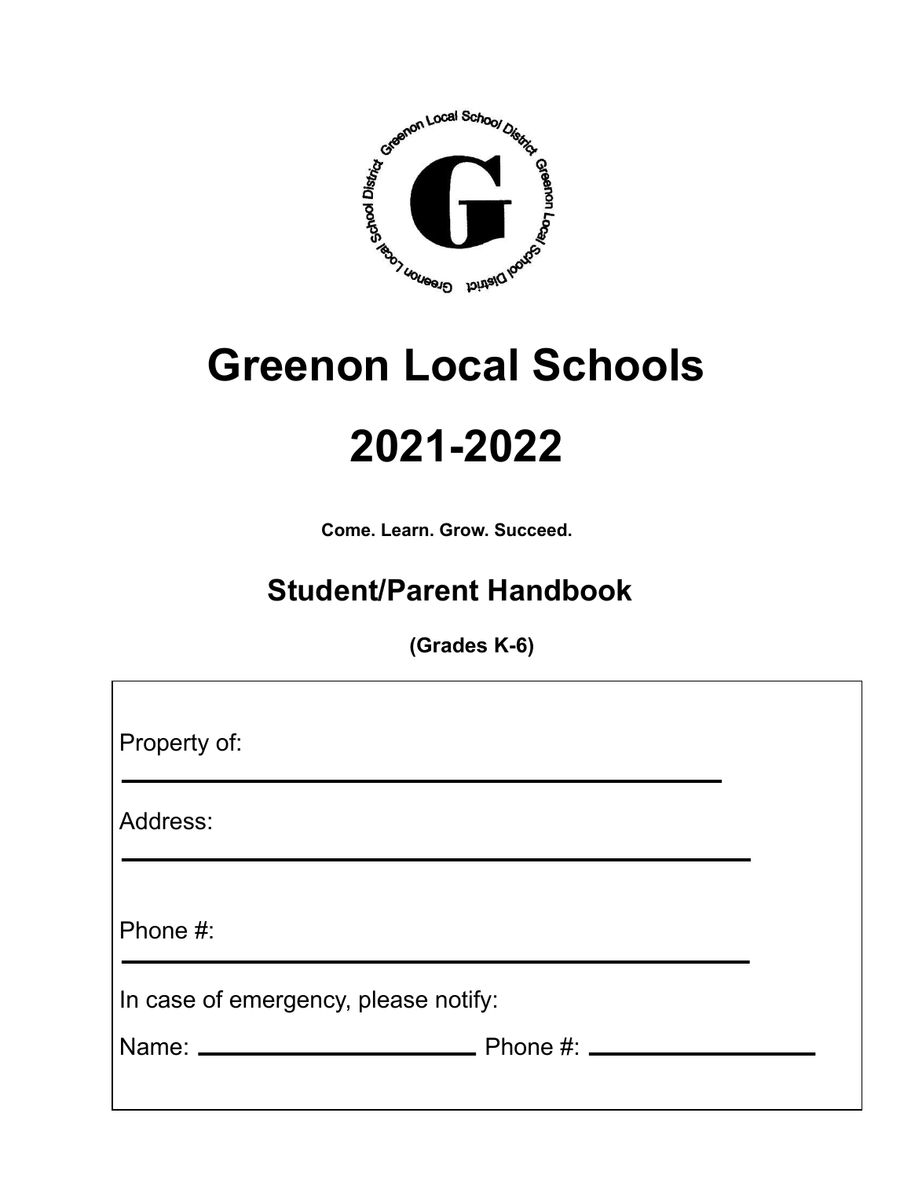# Greenon Local Schools

# 2021-2022

**Come. Learn. Grow. Succeed.**

## Student/Parent Handbook

**(Grades K-6)**

Property of: ______________________________

Address: ______________________________

Phone #: ______________________________

In case of emergency, please notify:

Name: ____________________ Phone #: ____________________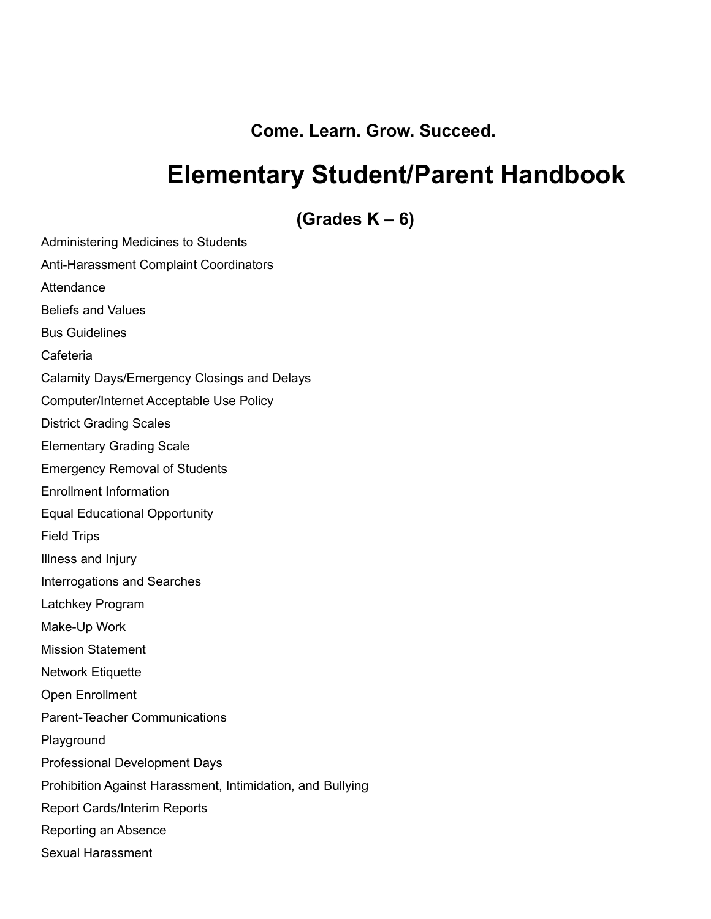**Come. Learn. Grow. Succeed.**

# Elementary Student/Parent Handbook

## (Grades K – 6)

Administering Medicines to Students

Anti-Harassment Complaint Coordinators

Attendance

Beliefs and Values

Bus Guidelines

Cafeteria

Calamity Days/Emergency Closings and Delays

Computer/Internet Acceptable Use Policy

District Grading Scales

Elementary Grading Scale

Emergency Removal of Students

Enrollment Information

Equal Educational Opportunity

Field Trips

Illness and Injury

Interrogations and Searches

Latchkey Program

Make-Up Work

Mission Statement

Network Etiquette

Open Enrollment

Parent-Teacher Communications

Playground

Professional Development Days

Prohibition Against Harassment, Intimidation, and Bullying

Report Cards/Interim Reports

Reporting an Absence

Sexual Harassment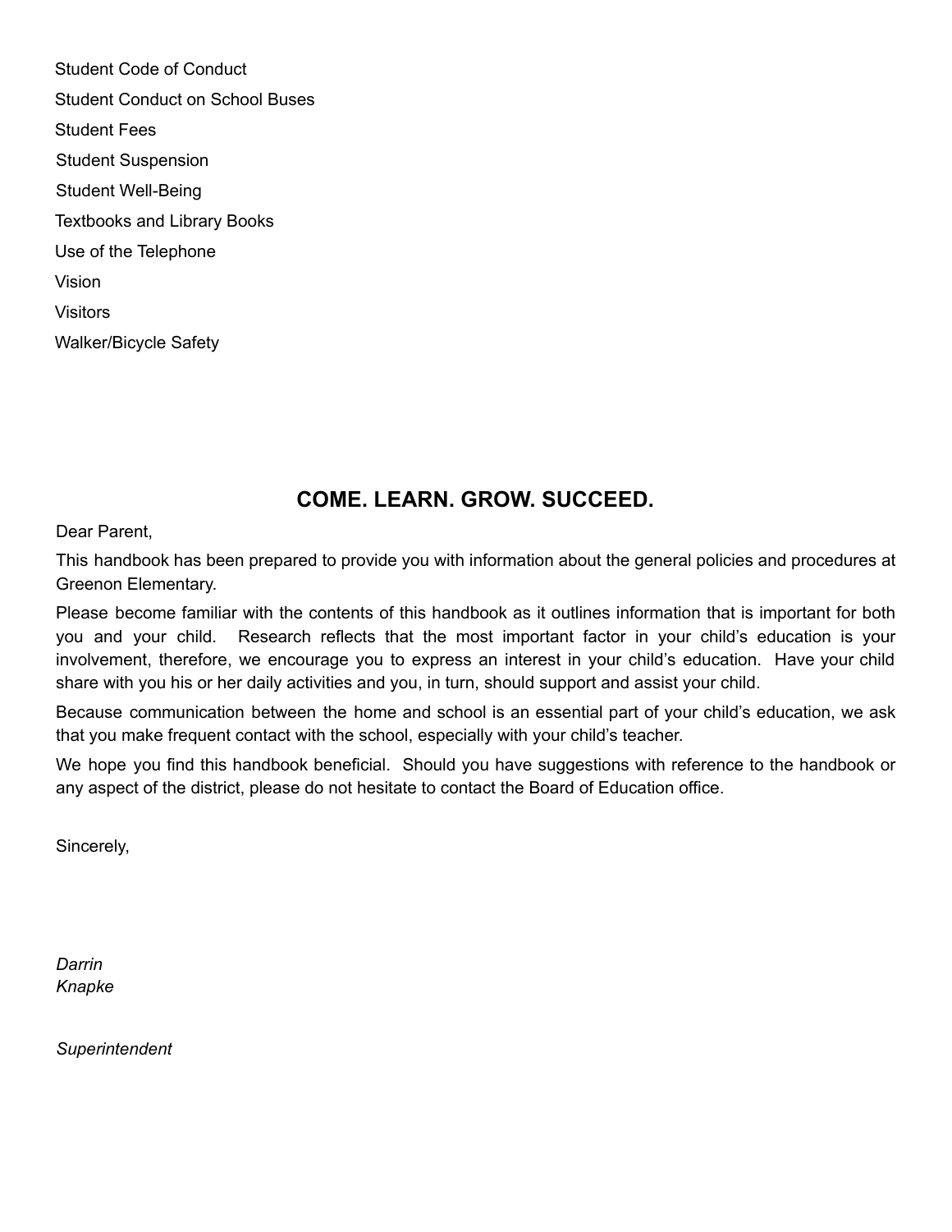Student Code of Conduct

Student Conduct on School Buses

Student Fees

Student Suspension

Student Well-Being

Textbooks and Library Books

Use of the Telephone

Vision

Visitors

Walker/Bicycle Safety

## COME. LEARN. GROW. SUCCEED.

Dear Parent,

This handbook has been prepared to provide you with information about the general policies and procedures at Greenon Elementary.

Please become familiar with the contents of this handbook as it outlines information that is important for both you and your child. Research reflects that the most important factor in your child's education is your involvement, therefore, we encourage you to express an interest in your child's education. Have your child share with you his or her daily activities and you, in turn, should support and assist your child.

Because communication between the home and school is an essential part of your child's education, we ask that you make frequent contact with the school, especially with your child's teacher.

We hope you find this handbook beneficial. Should you have suggestions with reference to the handbook or any aspect of the district, please do not hesitate to contact the Board of Education office.

Sincerely,

*Darrin Knapke*

*Superintendent*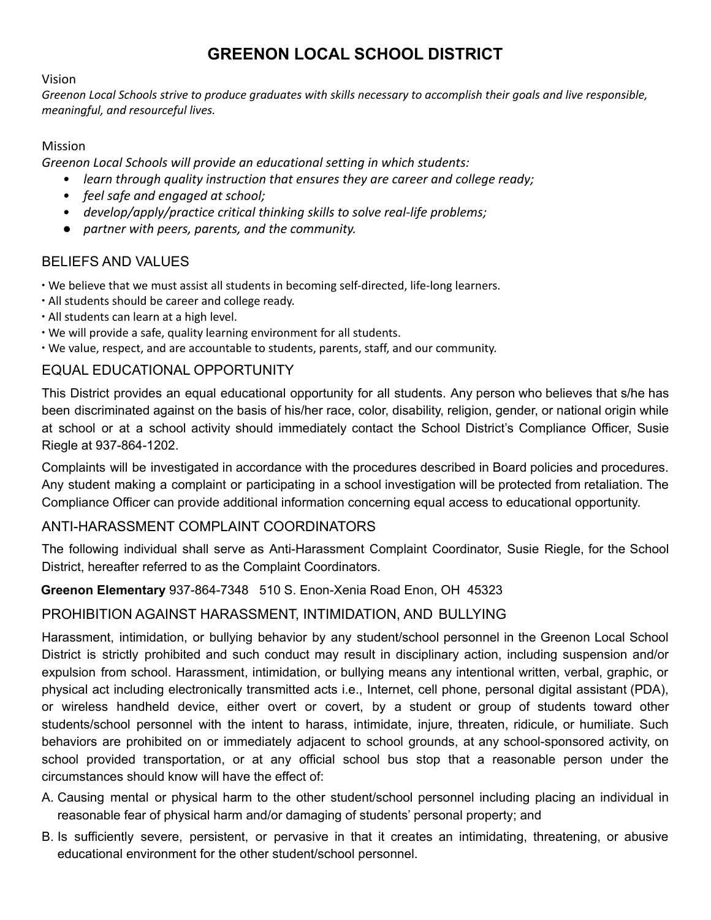# GREENON LOCAL SCHOOL DISTRICT

Vision

*Greenon Local Schools strive to produce graduates with skills necessary to accomplish their goals and live responsible, meaningful, and resourceful lives.*

Mission

*Greenon Local Schools will provide an educational setting in which students:*

- *learn through quality instruction that ensures they are career and college ready;*
- *feel safe and engaged at school;*
- *develop/apply/practice critical thinking skills to solve real-life problems;*
- *partner with peers, parents, and the community.*

## BELIEFS AND VALUES

- We believe that we must assist all students in becoming self-directed, life-long learners.
- All students should be career and college ready.
- All students can learn at a high level.
- We will provide a safe, quality learning environment for all students.
- We value, respect, and are accountable to students, parents, staff, and our community.

## EQUAL EDUCATIONAL OPPORTUNITY

This District provides an equal educational opportunity for all students. Any person who believes that s/he has been discriminated against on the basis of his/her race, color, disability, religion, gender, or national origin while at school or at a school activity should immediately contact the School District's Compliance Officer, Susie Riegle at 937-864-1202.

Complaints will be investigated in accordance with the procedures described in Board policies and procedures. Any student making a complaint or participating in a school investigation will be protected from retaliation. The Compliance Officer can provide additional information concerning equal access to educational opportunity.

## ANTI-HARASSMENT COMPLAINT COORDINATORS

The following individual shall serve as Anti-Harassment Complaint Coordinator, Susie Riegle, for the School District, hereafter referred to as the Complaint Coordinators.

**Greenon Elementary** 937-864-7348 510 S. Enon-Xenia Road Enon, OH 45323

## PROHIBITION AGAINST HARASSMENT, INTIMIDATION, AND BULLYING

Harassment, intimidation, or bullying behavior by any student/school personnel in the Greenon Local School District is strictly prohibited and such conduct may result in disciplinary action, including suspension and/or expulsion from school. Harassment, intimidation, or bullying means any intentional written, verbal, graphic, or physical act including electronically transmitted acts i.e., Internet, cell phone, personal digital assistant (PDA), or wireless handheld device, either overt or covert, by a student or group of students toward other students/school personnel with the intent to harass, intimidate, injure, threaten, ridicule, or humiliate. Such behaviors are prohibited on or immediately adjacent to school grounds, at any school-sponsored activity, on school provided transportation, or at any official school bus stop that a reasonable person under the circumstances should know will have the effect of:

A. Causing mental or physical harm to the other student/school personnel including placing an individual in reasonable fear of physical harm and/or damaging of students' personal property; and

B. Is sufficiently severe, persistent, or pervasive in that it creates an intimidating, threatening, or abusive educational environment for the other student/school personnel.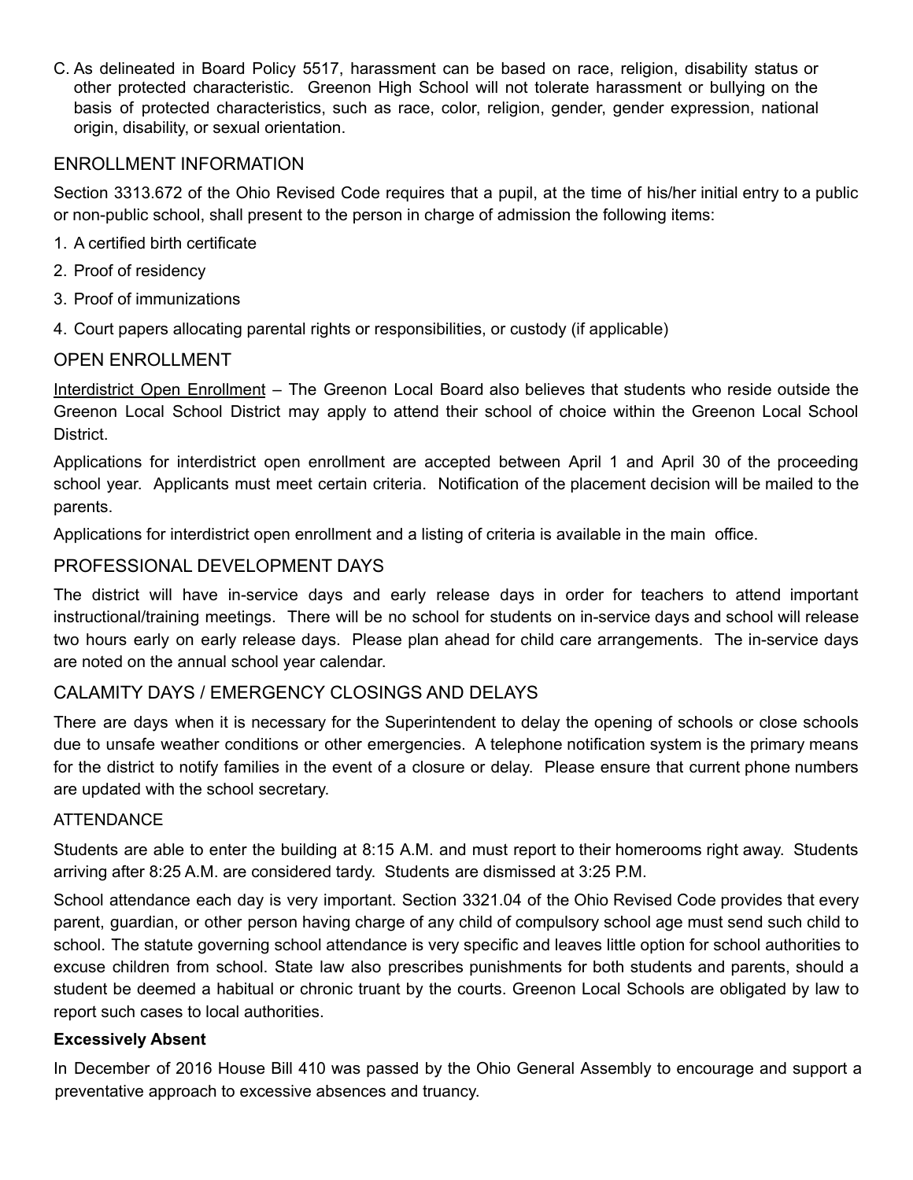C. As delineated in Board Policy 5517, harassment can be based on race, religion, disability status or other protected characteristic. Greenon High School will not tolerate harassment or bullying on the basis of protected characteristics, such as race, color, religion, gender, gender expression, national origin, disability, or sexual orientation.

## ENROLLMENT INFORMATION

Section 3313.672 of the Ohio Revised Code requires that a pupil, at the time of his/her initial entry to a public or non-public school, shall present to the person in charge of admission the following items:

1. A certified birth certificate
2. Proof of residency
3. Proof of immunizations
4. Court papers allocating parental rights or responsibilities, or custody (if applicable)

## OPEN ENROLLMENT

Interdistrict Open Enrollment – The Greenon Local Board also believes that students who reside outside the Greenon Local School District may apply to attend their school of choice within the Greenon Local School District.

Applications for interdistrict open enrollment are accepted between April 1 and April 30 of the proceeding school year. Applicants must meet certain criteria. Notification of the placement decision will be mailed to the parents.

Applications for interdistrict open enrollment and a listing of criteria is available in the main office.

## PROFESSIONAL DEVELOPMENT DAYS

The district will have in-service days and early release days in order for teachers to attend important instructional/training meetings. There will be no school for students on in-service days and school will release two hours early on early release days. Please plan ahead for child care arrangements. The in-service days are noted on the annual school year calendar.

## CALAMITY DAYS / EMERGENCY CLOSINGS AND DELAYS

There are days when it is necessary for the Superintendent to delay the opening of schools or close schools due to unsafe weather conditions or other emergencies. A telephone notification system is the primary means for the district to notify families in the event of a closure or delay. Please ensure that current phone numbers are updated with the school secretary.

### ATTENDANCE

Students are able to enter the building at 8:15 A.M. and must report to their homerooms right away. Students arriving after 8:25 A.M. are considered tardy. Students are dismissed at 3:25 P.M.

School attendance each day is very important. Section 3321.04 of the Ohio Revised Code provides that every parent, guardian, or other person having charge of any child of compulsory school age must send such child to school. The statute governing school attendance is very specific and leaves little option for school authorities to excuse children from school. State law also prescribes punishments for both students and parents, should a student be deemed a habitual or chronic truant by the courts. Greenon Local Schools are obligated by law to report such cases to local authorities.

**Excessively Absent**

In December of 2016 House Bill 410 was passed by the Ohio General Assembly to encourage and support a preventative approach to excessive absences and truancy.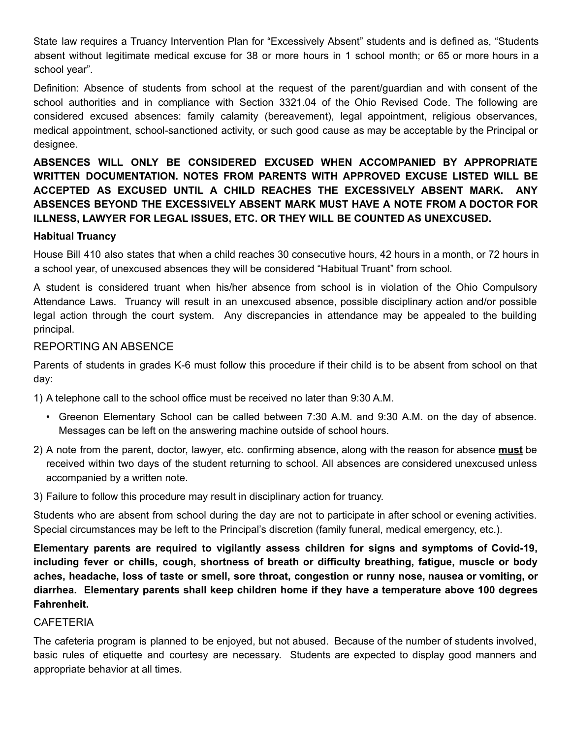State law requires a Truancy Intervention Plan for "Excessively Absent" students and is defined as, "Students absent without legitimate medical excuse for 38 or more hours in 1 school month; or 65 or more hours in a school year".

Definition: Absence of students from school at the request of the parent/guardian and with consent of the school authorities and in compliance with Section 3321.04 of the Ohio Revised Code. The following are considered excused absences: family calamity (bereavement), legal appointment, religious observances, medical appointment, school-sanctioned activity, or such good cause as may be acceptable by the Principal or designee.

**ABSENCES WILL ONLY BE CONSIDERED EXCUSED WHEN ACCOMPANIED BY APPROPRIATE WRITTEN DOCUMENTATION. NOTES FROM PARENTS WITH APPROVED EXCUSE LISTED WILL BE ACCEPTED AS EXCUSED UNTIL A CHILD REACHES THE EXCESSIVELY ABSENT MARK. ANY ABSENCES BEYOND THE EXCESSIVELY ABSENT MARK MUST HAVE A NOTE FROM A DOCTOR FOR ILLNESS, LAWYER FOR LEGAL ISSUES, ETC. OR THEY WILL BE COUNTED AS UNEXCUSED.**

**Habitual Truancy**

House Bill 410 also states that when a child reaches 30 consecutive hours, 42 hours in a month, or 72 hours in a school year, of unexcused absences they will be considered "Habitual Truant" from school.

A student is considered truant when his/her absence from school is in violation of the Ohio Compulsory Attendance Laws. Truancy will result in an unexcused absence, possible disciplinary action and/or possible legal action through the court system. Any discrepancies in attendance may be appealed to the building principal.

## REPORTING AN ABSENCE

Parents of students in grades K-6 must follow this procedure if their child is to be absent from school on that day:

1) A telephone call to the school office must be received no later than 9:30 A.M.
   - Greenon Elementary School can be called between 7:30 A.M. and 9:30 A.M. on the day of absence. Messages can be left on the answering machine outside of school hours.
2) A note from the parent, doctor, lawyer, etc. confirming absence, along with the reason for absence **must** be received within two days of the student returning to school. All absences are considered unexcused unless accompanied by a written note.
3) Failure to follow this procedure may result in disciplinary action for truancy.

Students who are absent from school during the day are not to participate in after school or evening activities. Special circumstances may be left to the Principal's discretion (family funeral, medical emergency, etc.).

**Elementary parents are required to vigilantly assess children for signs and symptoms of Covid-19, including fever or chills, cough, shortness of breath or difficulty breathing, fatigue, muscle or body aches, headache, loss of taste or smell, sore throat, congestion or runny nose, nausea or vomiting, or diarrhea. Elementary parents shall keep children home if they have a temperature above 100 degrees Fahrenheit.**

## CAFETERIA

The cafeteria program is planned to be enjoyed, but not abused. Because of the number of students involved, basic rules of etiquette and courtesy are necessary. Students are expected to display good manners and appropriate behavior at all times.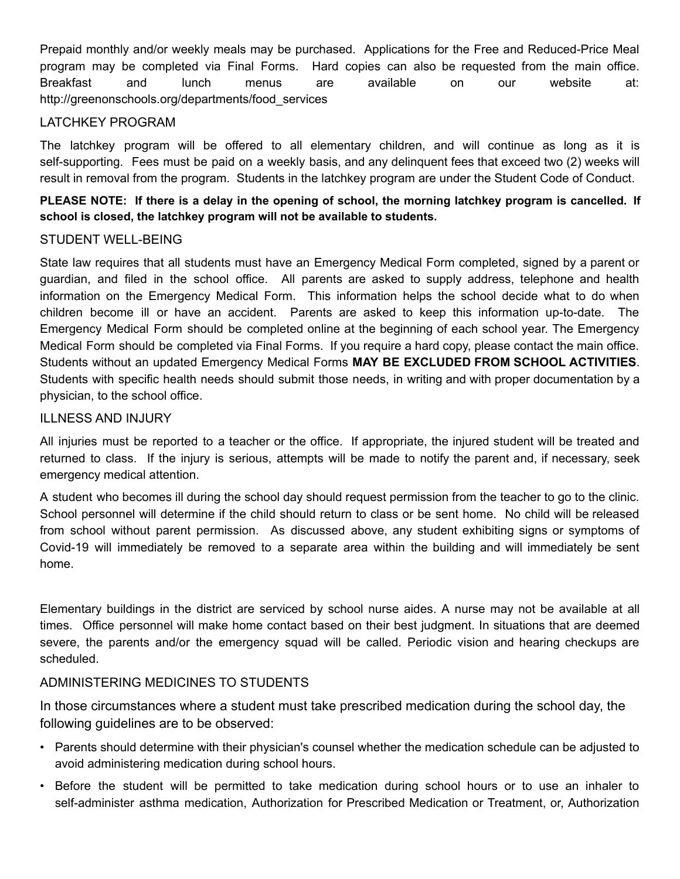Prepaid monthly and/or weekly meals may be purchased. Applications for the Free and Reduced-Price Meal program may be completed via Final Forms. Hard copies can also be requested from the main office. Breakfast and lunch menus are available on our website at: http://greenonschools.org/departments/food_services

## LATCHKEY PROGRAM

The latchkey program will be offered to all elementary children, and will continue as long as it is self-supporting. Fees must be paid on a weekly basis, and any delinquent fees that exceed two (2) weeks will result in removal from the program. Students in the latchkey program are under the Student Code of Conduct.

**PLEASE NOTE: If there is a delay in the opening of school, the morning latchkey program is cancelled. If school is closed, the latchkey program will not be available to students.**

## STUDENT WELL-BEING

State law requires that all students must have an Emergency Medical Form completed, signed by a parent or guardian, and filed in the school office. All parents are asked to supply address, telephone and health information on the Emergency Medical Form. This information helps the school decide what to do when children become ill or have an accident. Parents are asked to keep this information up-to-date. The Emergency Medical Form should be completed online at the beginning of each school year. The Emergency Medical Form should be completed via Final Forms. If you require a hard copy, please contact the main office. Students without an updated Emergency Medical Forms **MAY BE EXCLUDED FROM SCHOOL ACTIVITIES**. Students with specific health needs should submit those needs, in writing and with proper documentation by a physician, to the school office.

## ILLNESS AND INJURY

All injuries must be reported to a teacher or the office. If appropriate, the injured student will be treated and returned to class. If the injury is serious, attempts will be made to notify the parent and, if necessary, seek emergency medical attention.

A student who becomes ill during the school day should request permission from the teacher to go to the clinic. School personnel will determine if the child should return to class or be sent home. No child will be released from school without parent permission. As discussed above, any student exhibiting signs or symptoms of Covid-19 will immediately be removed to a separate area within the building and will immediately be sent home.

Elementary buildings in the district are serviced by school nurse aides. A nurse may not be available at all times. Office personnel will make home contact based on their best judgment. In situations that are deemed severe, the parents and/or the emergency squad will be called. Periodic vision and hearing checkups are scheduled.

## ADMINISTERING MEDICINES TO STUDENTS

In those circumstances where a student must take prescribed medication during the school day, the following guidelines are to be observed:

- Parents should determine with their physician's counsel whether the medication schedule can be adjusted to avoid administering medication during school hours.
- Before the student will be permitted to take medication during school hours or to use an inhaler to self-administer asthma medication, Authorization for Prescribed Medication or Treatment, or, Authorization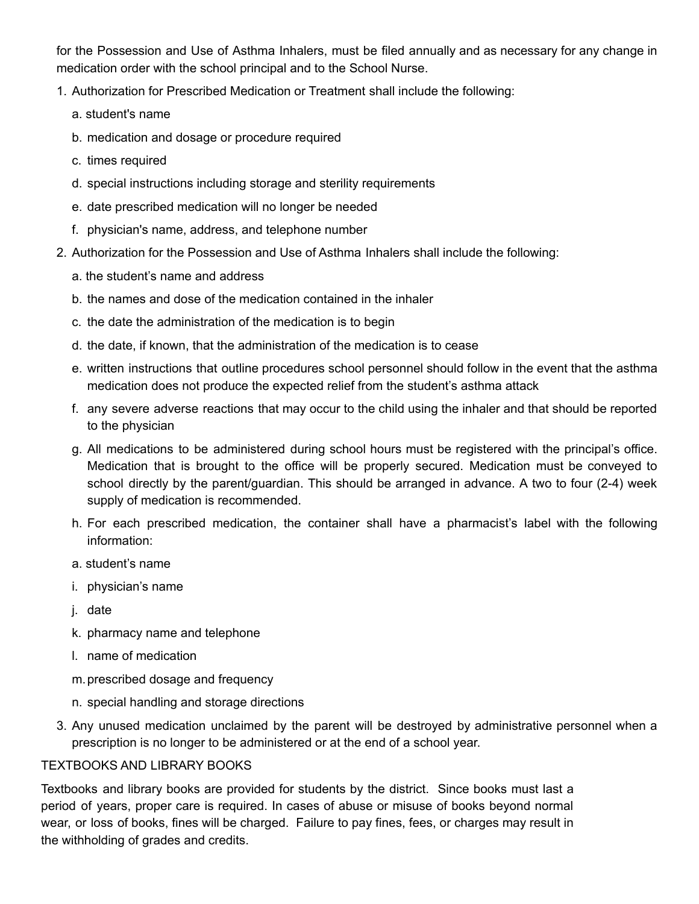for the Possession and Use of Asthma Inhalers, must be filed annually and as necessary for any change in medication order with the school principal and to the School Nurse.

1. Authorization for Prescribed Medication or Treatment shall include the following:
   a. student's name
   b. medication and dosage or procedure required
   c. times required
   d. special instructions including storage and sterility requirements
   e. date prescribed medication will no longer be needed
   f. physician's name, address, and telephone number
2. Authorization for the Possession and Use of Asthma Inhalers shall include the following:
   a. the student's name and address
   b. the names and dose of the medication contained in the inhaler
   c. the date the administration of the medication is to begin
   d. the date, if known, that the administration of the medication is to cease
   e. written instructions that outline procedures school personnel should follow in the event that the asthma medication does not produce the expected relief from the student's asthma attack
   f. any severe adverse reactions that may occur to the child using the inhaler and that should be reported to the physician
   g. All medications to be administered during school hours must be registered with the principal's office. Medication that is brought to the office will be properly secured. Medication must be conveyed to school directly by the parent/guardian. This should be arranged in advance. A two to four (2-4) week supply of medication is recommended.
   h. For each prescribed medication, the container shall have a pharmacist's label with the following information:
   a. student's name
   i. physician's name
   j. date
   k. pharmacy name and telephone
   l. name of medication
   m. prescribed dosage and frequency
   n. special handling and storage directions
3. Any unused medication unclaimed by the parent will be destroyed by administrative personnel when a prescription is no longer to be administered or at the end of a school year.

TEXTBOOKS AND LIBRARY BOOKS

Textbooks and library books are provided for students by the district. Since books must last a period of years, proper care is required. In cases of abuse or misuse of books beyond normal wear, or loss of books, fines will be charged. Failure to pay fines, fees, or charges may result in the withholding of grades and credits.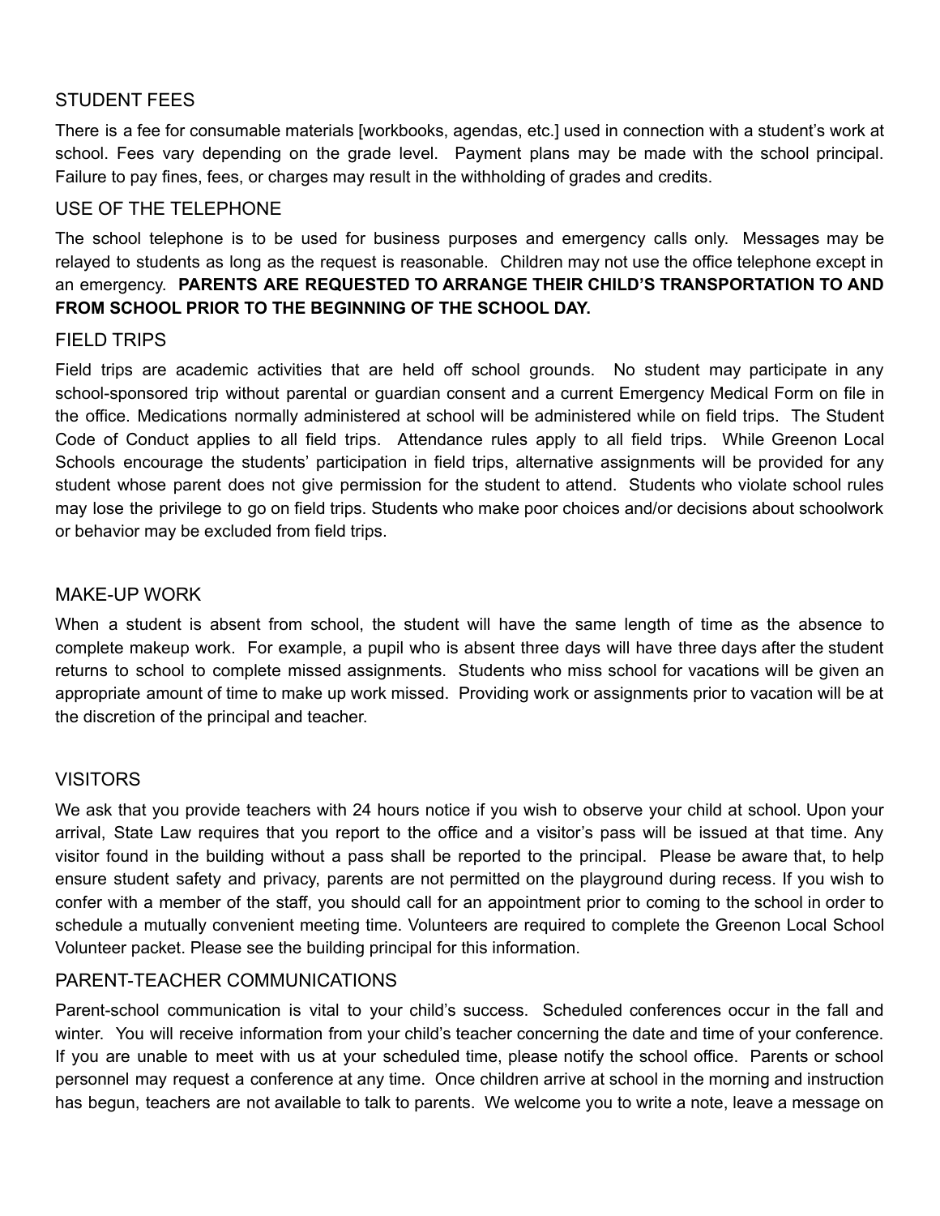## STUDENT FEES

There is a fee for consumable materials [workbooks, agendas, etc.] used in connection with a student's work at school. Fees vary depending on the grade level. Payment plans may be made with the school principal. Failure to pay fines, fees, or charges may result in the withholding of grades and credits.

## USE OF THE TELEPHONE

The school telephone is to be used for business purposes and emergency calls only. Messages may be relayed to students as long as the request is reasonable. Children may not use the office telephone except in an emergency. **PARENTS ARE REQUESTED TO ARRANGE THEIR CHILD'S TRANSPORTATION TO AND FROM SCHOOL PRIOR TO THE BEGINNING OF THE SCHOOL DAY.**

## FIELD TRIPS

Field trips are academic activities that are held off school grounds. No student may participate in any school-sponsored trip without parental or guardian consent and a current Emergency Medical Form on file in the office. Medications normally administered at school will be administered while on field trips. The Student Code of Conduct applies to all field trips. Attendance rules apply to all field trips. While Greenon Local Schools encourage the students' participation in field trips, alternative assignments will be provided for any student whose parent does not give permission for the student to attend. Students who violate school rules may lose the privilege to go on field trips. Students who make poor choices and/or decisions about schoolwork or behavior may be excluded from field trips.

## MAKE-UP WORK

When a student is absent from school, the student will have the same length of time as the absence to complete makeup work. For example, a pupil who is absent three days will have three days after the student returns to school to complete missed assignments. Students who miss school for vacations will be given an appropriate amount of time to make up work missed. Providing work or assignments prior to vacation will be at the discretion of the principal and teacher.

## VISITORS

We ask that you provide teachers with 24 hours notice if you wish to observe your child at school. Upon your arrival, State Law requires that you report to the office and a visitor's pass will be issued at that time. Any visitor found in the building without a pass shall be reported to the principal. Please be aware that, to help ensure student safety and privacy, parents are not permitted on the playground during recess. If you wish to confer with a member of the staff, you should call for an appointment prior to coming to the school in order to schedule a mutually convenient meeting time. Volunteers are required to complete the Greenon Local School Volunteer packet. Please see the building principal for this information.

## PARENT-TEACHER COMMUNICATIONS

Parent-school communication is vital to your child's success. Scheduled conferences occur in the fall and winter. You will receive information from your child's teacher concerning the date and time of your conference. If you are unable to meet with us at your scheduled time, please notify the school office. Parents or school personnel may request a conference at any time. Once children arrive at school in the morning and instruction has begun, teachers are not available to talk to parents. We welcome you to write a note, leave a message on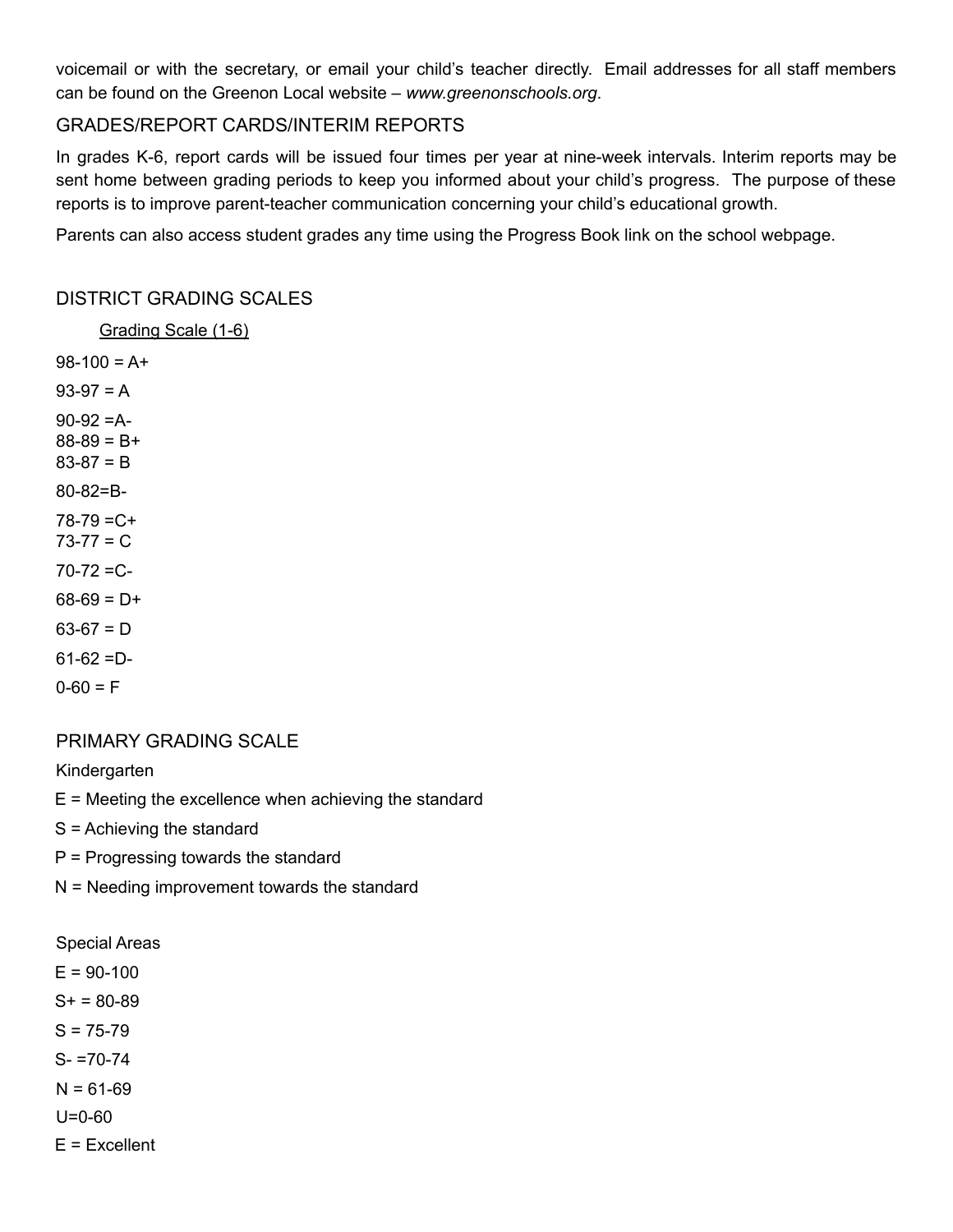voicemail or with the secretary, or email your child's teacher directly. Email addresses for all staff members can be found on the Greenon Local website – *www.greenonschools.org*.

## GRADES/REPORT CARDS/INTERIM REPORTS

In grades K-6, report cards will be issued four times per year at nine-week intervals. Interim reports may be sent home between grading periods to keep you informed about your child's progress. The purpose of these reports is to improve parent-teacher communication concerning your child's educational growth.

Parents can also access student grades any time using the Progress Book link on the school webpage.

## DISTRICT GRADING SCALES

Grading Scale (1-6)

98-100 = A+

93-97 = A

90-92 =A-

88-89 = B+

83-87 = B

80-82=B-

78-79 =C+

73-77 = C

70-72 =C-

68-69 = D+

63-67 = D

61-62 =D-

0-60 = F

## PRIMARY GRADING SCALE

Kindergarten

E = Meeting the excellence when achieving the standard

S = Achieving the standard

P = Progressing towards the standard

N = Needing improvement towards the standard

Special Areas

E = 90-100

S+ = 80-89

S = 75-79

S- =70-74

N = 61-69

U=0-60

E = Excellent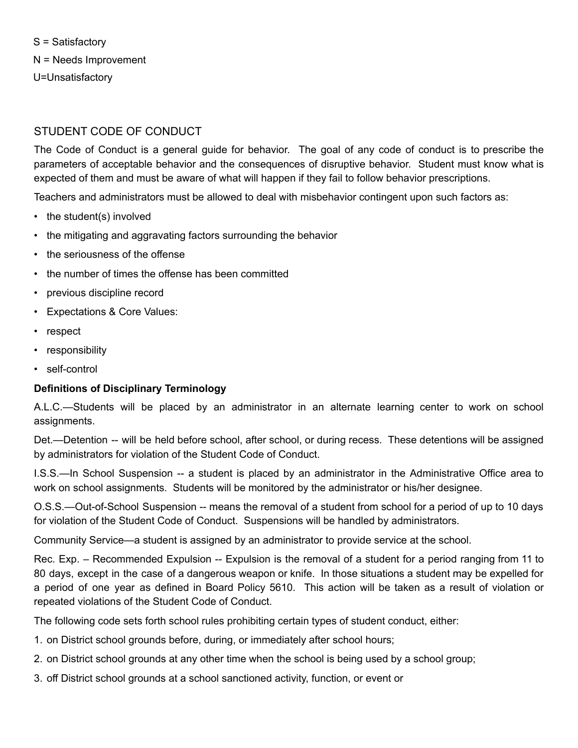S = Satisfactory

N = Needs Improvement

U=Unsatisfactory

## STUDENT CODE OF CONDUCT

The Code of Conduct is a general guide for behavior. The goal of any code of conduct is to prescribe the parameters of acceptable behavior and the consequences of disruptive behavior. Student must know what is expected of them and must be aware of what will happen if they fail to follow behavior prescriptions.

Teachers and administrators must be allowed to deal with misbehavior contingent upon such factors as:

- the student(s) involved
- the mitigating and aggravating factors surrounding the behavior
- the seriousness of the offense
- the number of times the offense has been committed
- previous discipline record
- Expectations & Core Values:
- respect
- responsibility
- self-control

**Definitions of Disciplinary Terminology**

A.L.C.—Students will be placed by an administrator in an alternate learning center to work on school assignments.

Det.—Detention -- will be held before school, after school, or during recess. These detentions will be assigned by administrators for violation of the Student Code of Conduct.

I.S.S.—In School Suspension -- a student is placed by an administrator in the Administrative Office area to work on school assignments. Students will be monitored by the administrator or his/her designee.

O.S.S.—Out-of-School Suspension -- means the removal of a student from school for a period of up to 10 days for violation of the Student Code of Conduct. Suspensions will be handled by administrators.

Community Service—a student is assigned by an administrator to provide service at the school.

Rec. Exp. – Recommended Expulsion -- Expulsion is the removal of a student for a period ranging from 11 to 80 days, except in the case of a dangerous weapon or knife. In those situations a student may be expelled for a period of one year as defined in Board Policy 5610. This action will be taken as a result of violation or repeated violations of the Student Code of Conduct.

The following code sets forth school rules prohibiting certain types of student conduct, either:

1. on District school grounds before, during, or immediately after school hours;
2. on District school grounds at any other time when the school is being used by a school group;
3. off District school grounds at a school sanctioned activity, function, or event or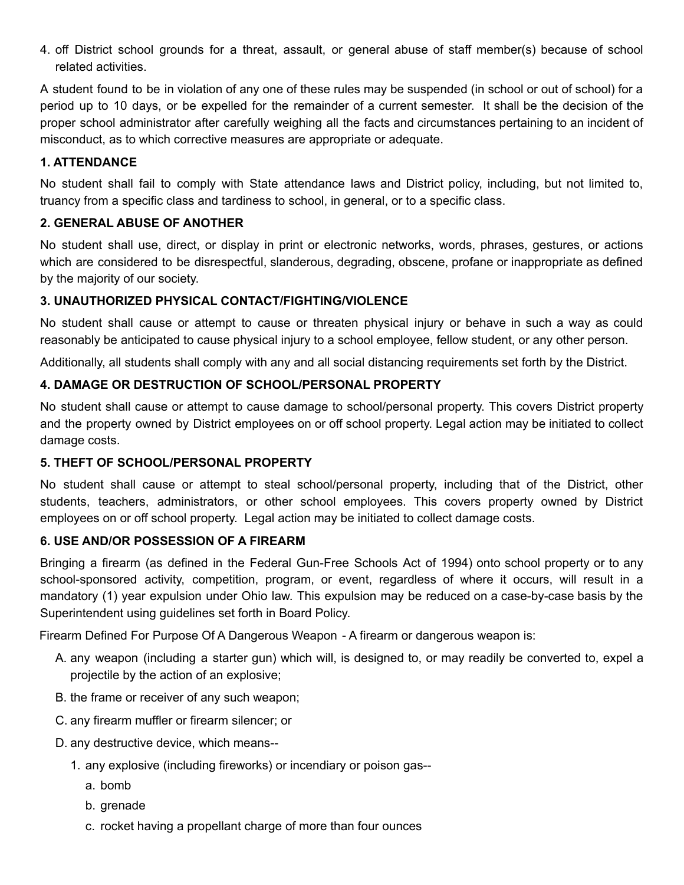4. off District school grounds for a threat, assault, or general abuse of staff member(s) because of school related activities.

A student found to be in violation of any one of these rules may be suspended (in school or out of school) for a period up to 10 days, or be expelled for the remainder of a current semester. It shall be the decision of the proper school administrator after carefully weighing all the facts and circumstances pertaining to an incident of misconduct, as to which corrective measures are appropriate or adequate.

**1. ATTENDANCE**

No student shall fail to comply with State attendance laws and District policy, including, but not limited to, truancy from a specific class and tardiness to school, in general, or to a specific class.

**2. GENERAL ABUSE OF ANOTHER**

No student shall use, direct, or display in print or electronic networks, words, phrases, gestures, or actions which are considered to be disrespectful, slanderous, degrading, obscene, profane or inappropriate as defined by the majority of our society.

**3. UNAUTHORIZED PHYSICAL CONTACT/FIGHTING/VIOLENCE**

No student shall cause or attempt to cause or threaten physical injury or behave in such a way as could reasonably be anticipated to cause physical injury to a school employee, fellow student, or any other person.

Additionally, all students shall comply with any and all social distancing requirements set forth by the District.

**4. DAMAGE OR DESTRUCTION OF SCHOOL/PERSONAL PROPERTY**

No student shall cause or attempt to cause damage to school/personal property. This covers District property and the property owned by District employees on or off school property. Legal action may be initiated to collect damage costs.

**5. THEFT OF SCHOOL/PERSONAL PROPERTY**

No student shall cause or attempt to steal school/personal property, including that of the District, other students, teachers, administrators, or other school employees. This covers property owned by District employees on or off school property. Legal action may be initiated to collect damage costs.

**6. USE AND/OR POSSESSION OF A FIREARM**

Bringing a firearm (as defined in the Federal Gun-Free Schools Act of 1994) onto school property or to any school-sponsored activity, competition, program, or event, regardless of where it occurs, will result in a mandatory (1) year expulsion under Ohio law. This expulsion may be reduced on a case-by-case basis by the Superintendent using guidelines set forth in Board Policy.

Firearm Defined For Purpose Of A Dangerous Weapon - A firearm or dangerous weapon is:

A. any weapon (including a starter gun) which will, is designed to, or may readily be converted to, expel a projectile by the action of an explosive;
B. the frame or receiver of any such weapon;
C. any firearm muffler or firearm silencer; or
D. any destructive device, which means--
   1. any explosive (including fireworks) or incendiary or poison gas--
      a. bomb
      b. grenade
      c. rocket having a propellant charge of more than four ounces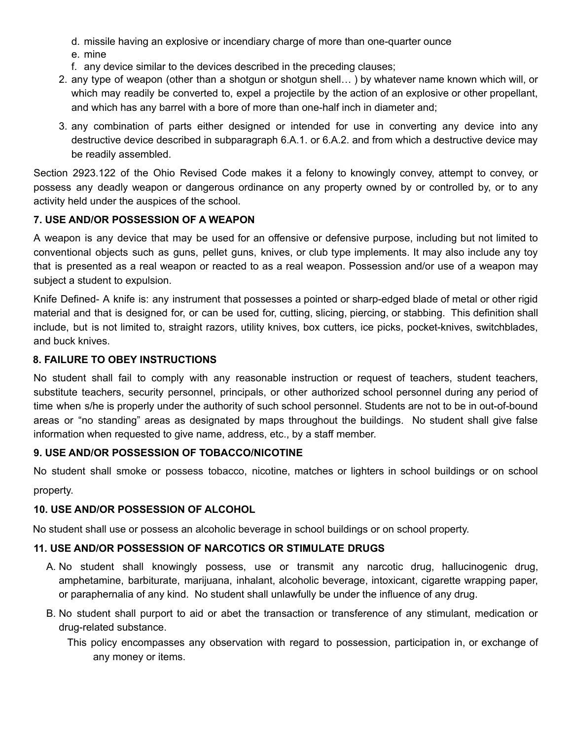d. missile having an explosive or incendiary charge of more than one-quarter ounce
e. mine
f. any device similar to the devices described in the preceding clauses;

2. any type of weapon (other than a shotgun or shotgun shell… ) by whatever name known which will, or which may readily be converted to, expel a projectile by the action of an explosive or other propellant, and which has any barrel with a bore of more than one-half inch in diameter and;
3. any combination of parts either designed or intended for use in converting any device into any destructive device described in subparagraph 6.A.1. or 6.A.2. and from which a destructive device may be readily assembled.

Section 2923.122 of the Ohio Revised Code makes it a felony to knowingly convey, attempt to convey, or possess any deadly weapon or dangerous ordinance on any property owned by or controlled by, or to any activity held under the auspices of the school.

### 7. USE AND/OR POSSESSION OF A WEAPON

A weapon is any device that may be used for an offensive or defensive purpose, including but not limited to conventional objects such as guns, pellet guns, knives, or club type implements. It may also include any toy that is presented as a real weapon or reacted to as a real weapon. Possession and/or use of a weapon may subject a student to expulsion.

Knife Defined- A knife is: any instrument that possesses a pointed or sharp-edged blade of metal or other rigid material and that is designed for, or can be used for, cutting, slicing, piercing, or stabbing. This definition shall include, but is not limited to, straight razors, utility knives, box cutters, ice picks, pocket-knives, switchblades, and buck knives.

### 8. FAILURE TO OBEY INSTRUCTIONS

No student shall fail to comply with any reasonable instruction or request of teachers, student teachers, substitute teachers, security personnel, principals, or other authorized school personnel during any period of time when s/he is properly under the authority of such school personnel. Students are not to be in out-of-bound areas or "no standing" areas as designated by maps throughout the buildings. No student shall give false information when requested to give name, address, etc., by a staff member.

### 9. USE AND/OR POSSESSION OF TOBACCO/NICOTINE

No student shall smoke or possess tobacco, nicotine, matches or lighters in school buildings or on school property.

### 10. USE AND/OR POSSESSION OF ALCOHOL

No student shall use or possess an alcoholic beverage in school buildings or on school property.

### 11. USE AND/OR POSSESSION OF NARCOTICS OR STIMULATE DRUGS

A. No student shall knowingly possess, use or transmit any narcotic drug, hallucinogenic drug, amphetamine, barbiturate, marijuana, inhalant, alcoholic beverage, intoxicant, cigarette wrapping paper, or paraphernalia of any kind. No student shall unlawfully be under the influence of any drug.

B. No student shall purport to aid or abet the transaction or transference of any stimulant, medication or drug-related substance.

This policy encompasses any observation with regard to possession, participation in, or exchange of any money or items.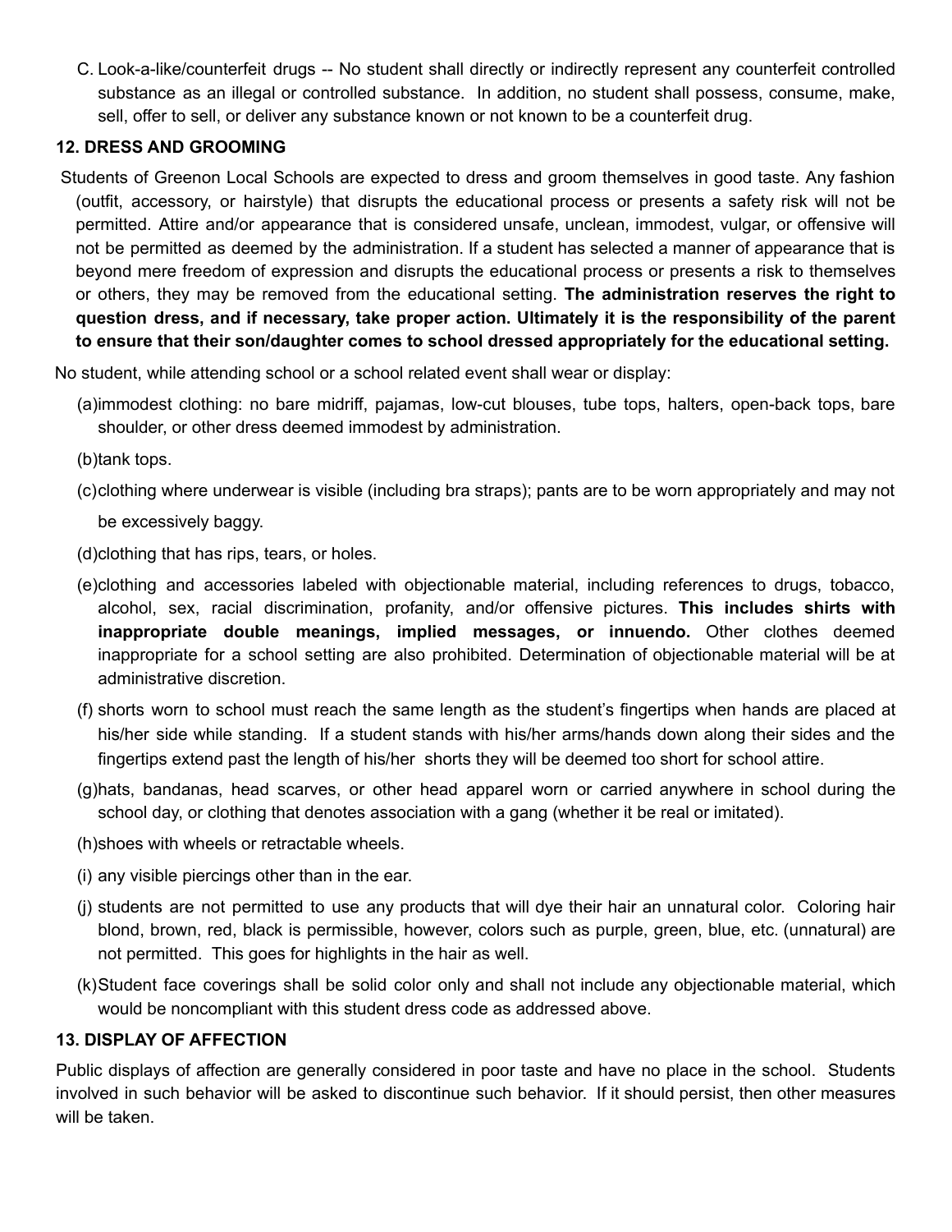C. Look-a-like/counterfeit drugs -- No student shall directly or indirectly represent any counterfeit controlled substance as an illegal or controlled substance. In addition, no student shall possess, consume, make, sell, offer to sell, or deliver any substance known or not known to be a counterfeit drug.

### 12. DRESS AND GROOMING

Students of Greenon Local Schools are expected to dress and groom themselves in good taste. Any fashion (outfit, accessory, or hairstyle) that disrupts the educational process or presents a safety risk will not be permitted. Attire and/or appearance that is considered unsafe, unclean, immodest, vulgar, or offensive will not be permitted as deemed by the administration. If a student has selected a manner of appearance that is beyond mere freedom of expression and disrupts the educational process or presents a risk to themselves or others, they may be removed from the educational setting. **The administration reserves the right to question dress, and if necessary, take proper action. Ultimately it is the responsibility of the parent to ensure that their son/daughter comes to school dressed appropriately for the educational setting.**

No student, while attending school or a school related event shall wear or display:

(a) immodest clothing: no bare midriff, pajamas, low-cut blouses, tube tops, halters, open-back tops, bare shoulder, or other dress deemed immodest by administration.

(b) tank tops.

(c) clothing where underwear is visible (including bra straps); pants are to be worn appropriately and may not be excessively baggy.

(d) clothing that has rips, tears, or holes.

(e) clothing and accessories labeled with objectionable material, including references to drugs, tobacco, alcohol, sex, racial discrimination, profanity, and/or offensive pictures. **This includes shirts with inappropriate double meanings, implied messages, or innuendo.** Other clothes deemed inappropriate for a school setting are also prohibited. Determination of objectionable material will be at administrative discretion.

(f) shorts worn to school must reach the same length as the student's fingertips when hands are placed at his/her side while standing. If a student stands with his/her arms/hands down along their sides and the fingertips extend past the length of his/her shorts they will be deemed too short for school attire.

(g) hats, bandanas, head scarves, or other head apparel worn or carried anywhere in school during the school day, or clothing that denotes association with a gang (whether it be real or imitated).

(h) shoes with wheels or retractable wheels.

(i) any visible piercings other than in the ear.

(j) students are not permitted to use any products that will dye their hair an unnatural color. Coloring hair blond, brown, red, black is permissible, however, colors such as purple, green, blue, etc. (unnatural) are not permitted. This goes for highlights in the hair as well.

(k) Student face coverings shall be solid color only and shall not include any objectionable material, which would be noncompliant with this student dress code as addressed above.

### 13. DISPLAY OF AFFECTION

Public displays of affection are generally considered in poor taste and have no place in the school. Students involved in such behavior will be asked to discontinue such behavior. If it should persist, then other measures will be taken.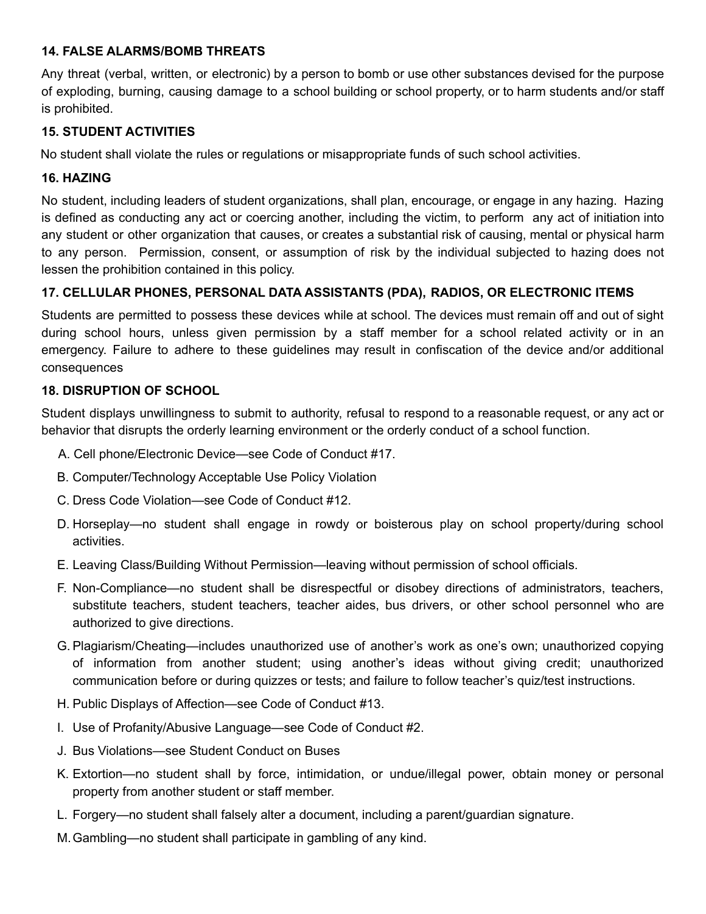### 14. FALSE ALARMS/BOMB THREATS

Any threat (verbal, written, or electronic) by a person to bomb or use other substances devised for the purpose of exploding, burning, causing damage to a school building or school property, or to harm students and/or staff is prohibited.

### 15. STUDENT ACTIVITIES

No student shall violate the rules or regulations or misappropriate funds of such school activities.

### 16. HAZING

No student, including leaders of student organizations, shall plan, encourage, or engage in any hazing. Hazing is defined as conducting any act or coercing another, including the victim, to perform any act of initiation into any student or other organization that causes, or creates a substantial risk of causing, mental or physical harm to any person. Permission, consent, or assumption of risk by the individual subjected to hazing does not lessen the prohibition contained in this policy.

### 17. CELLULAR PHONES, PERSONAL DATA ASSISTANTS (PDA), RADIOS, OR ELECTRONIC ITEMS

Students are permitted to possess these devices while at school. The devices must remain off and out of sight during school hours, unless given permission by a staff member for a school related activity or in an emergency. Failure to adhere to these guidelines may result in confiscation of the device and/or additional consequences

### 18. DISRUPTION OF SCHOOL

Student displays unwillingness to submit to authority, refusal to respond to a reasonable request, or any act or behavior that disrupts the orderly learning environment or the orderly conduct of a school function.

A. Cell phone/Electronic Device—see Code of Conduct #17.

B. Computer/Technology Acceptable Use Policy Violation

C. Dress Code Violation—see Code of Conduct #12.

D. Horseplay—no student shall engage in rowdy or boisterous play on school property/during school activities.

E. Leaving Class/Building Without Permission—leaving without permission of school officials.

F. Non-Compliance—no student shall be disrespectful or disobey directions of administrators, teachers, substitute teachers, student teachers, teacher aides, bus drivers, or other school personnel who are authorized to give directions.

G. Plagiarism/Cheating—includes unauthorized use of another's work as one's own; unauthorized copying of information from another student; using another's ideas without giving credit; unauthorized communication before or during quizzes or tests; and failure to follow teacher's quiz/test instructions.

H. Public Displays of Affection—see Code of Conduct #13.

I. Use of Profanity/Abusive Language—see Code of Conduct #2.

J. Bus Violations—see Student Conduct on Buses

K. Extortion—no student shall by force, intimidation, or undue/illegal power, obtain money or personal property from another student or staff member.

L. Forgery—no student shall falsely alter a document, including a parent/guardian signature.

M. Gambling—no student shall participate in gambling of any kind.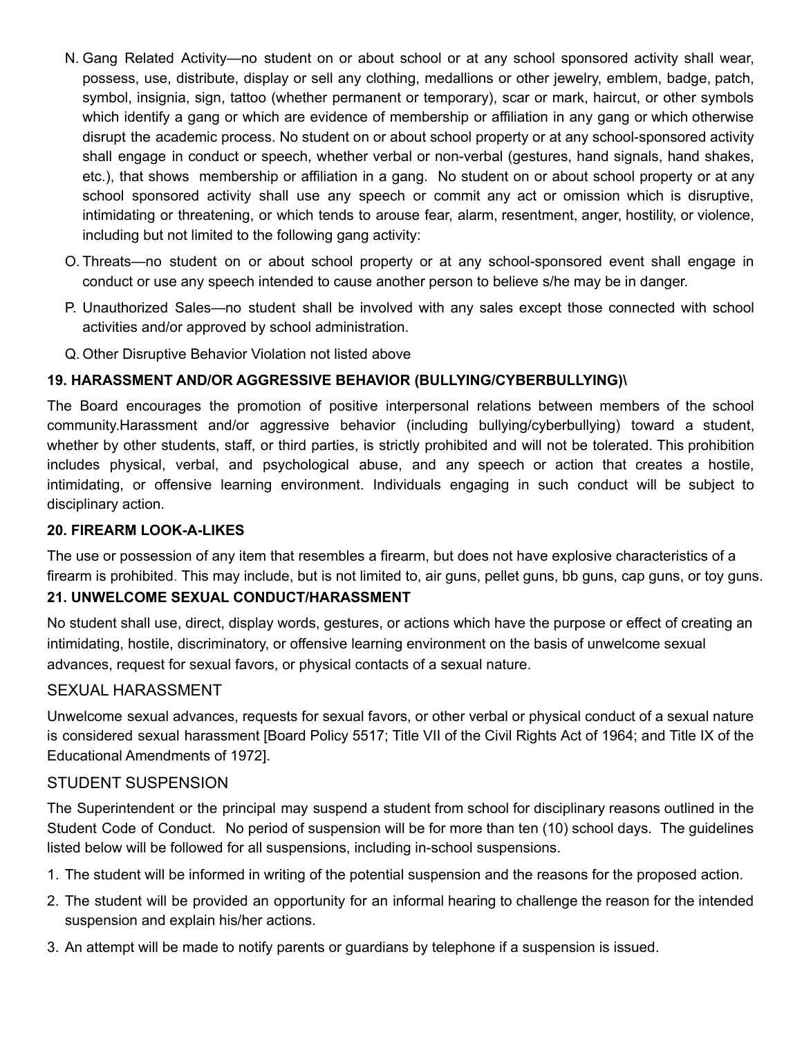N. Gang Related Activity—no student on or about school or at any school sponsored activity shall wear, possess, use, distribute, display or sell any clothing, medallions or other jewelry, emblem, badge, patch, symbol, insignia, sign, tattoo (whether permanent or temporary), scar or mark, haircut, or other symbols which identify a gang or which are evidence of membership or affiliation in any gang or which otherwise disrupt the academic process. No student on or about school property or at any school-sponsored activity shall engage in conduct or speech, whether verbal or non-verbal (gestures, hand signals, hand shakes, etc.), that shows membership or affiliation in a gang. No student on or about school property or at any school sponsored activity shall use any speech or commit any act or omission which is disruptive, intimidating or threatening, or which tends to arouse fear, alarm, resentment, anger, hostility, or violence, including but not limited to the following gang activity:

O. Threats—no student on or about school property or at any school-sponsored event shall engage in conduct or use any speech intended to cause another person to believe s/he may be in danger.

P. Unauthorized Sales—no student shall be involved with any sales except those connected with school activities and/or approved by school administration.

Q. Other Disruptive Behavior Violation not listed above

**19. HARASSMENT AND/OR AGGRESSIVE BEHAVIOR (BULLYING/CYBERBULLYING)\**

The Board encourages the promotion of positive interpersonal relations between members of the school community.Harassment and/or aggressive behavior (including bullying/cyberbullying) toward a student, whether by other students, staff, or third parties, is strictly prohibited and will not be tolerated. This prohibition includes physical, verbal, and psychological abuse, and any speech or action that creates a hostile, intimidating, or offensive learning environment. Individuals engaging in such conduct will be subject to disciplinary action.

**20. FIREARM LOOK-A-LIKES**

The use or possession of any item that resembles a firearm, but does not have explosive characteristics of a firearm is prohibited. This may include, but is not limited to, air guns, pellet guns, bb guns, cap guns, or toy guns.

**21. UNWELCOME SEXUAL CONDUCT/HARASSMENT**

No student shall use, direct, display words, gestures, or actions which have the purpose or effect of creating an intimidating, hostile, discriminatory, or offensive learning environment on the basis of unwelcome sexual advances, request for sexual favors, or physical contacts of a sexual nature.

## SEXUAL HARASSMENT

Unwelcome sexual advances, requests for sexual favors, or other verbal or physical conduct of a sexual nature is considered sexual harassment [Board Policy 5517; Title VII of the Civil Rights Act of 1964; and Title IX of the Educational Amendments of 1972].

## STUDENT SUSPENSION

The Superintendent or the principal may suspend a student from school for disciplinary reasons outlined in the Student Code of Conduct. No period of suspension will be for more than ten (10) school days. The guidelines listed below will be followed for all suspensions, including in-school suspensions.

1. The student will be informed in writing of the potential suspension and the reasons for the proposed action.
2. The student will be provided an opportunity for an informal hearing to challenge the reason for the intended suspension and explain his/her actions.
3. An attempt will be made to notify parents or guardians by telephone if a suspension is issued.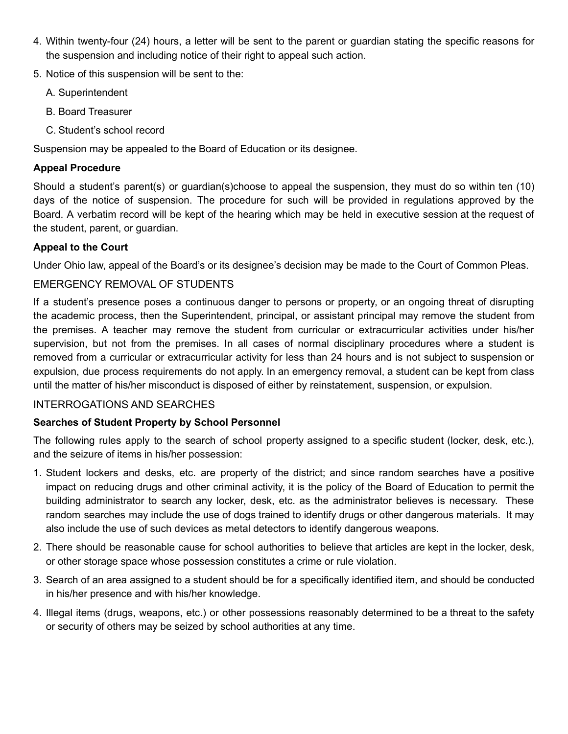4. Within twenty-four (24) hours, a letter will be sent to the parent or guardian stating the specific reasons for the suspension and including notice of their right to appeal such action.
5. Notice of this suspension will be sent to the:

   A. Superintendent

   B. Board Treasurer

   C. Student's school record

Suspension may be appealed to the Board of Education or its designee.

**Appeal Procedure**

Should a student's parent(s) or guardian(s)choose to appeal the suspension, they must do so within ten (10) days of the notice of suspension. The procedure for such will be provided in regulations approved by the Board. A verbatim record will be kept of the hearing which may be held in executive session at the request of the student, parent, or guardian.

**Appeal to the Court**

Under Ohio law, appeal of the Board's or its designee's decision may be made to the Court of Common Pleas.

## EMERGENCY REMOVAL OF STUDENTS

If a student's presence poses a continuous danger to persons or property, or an ongoing threat of disrupting the academic process, then the Superintendent, principal, or assistant principal may remove the student from the premises. A teacher may remove the student from curricular or extracurricular activities under his/her supervision, but not from the premises. In all cases of normal disciplinary procedures where a student is removed from a curricular or extracurricular activity for less than 24 hours and is not subject to suspension or expulsion, due process requirements do not apply. In an emergency removal, a student can be kept from class until the matter of his/her misconduct is disposed of either by reinstatement, suspension, or expulsion.

## INTERROGATIONS AND SEARCHES

**Searches of Student Property by School Personnel**

The following rules apply to the search of school property assigned to a specific student (locker, desk, etc.), and the seizure of items in his/her possession:

1. Student lockers and desks, etc. are property of the district; and since random searches have a positive impact on reducing drugs and other criminal activity, it is the policy of the Board of Education to permit the building administrator to search any locker, desk, etc. as the administrator believes is necessary. These random searches may include the use of dogs trained to identify drugs or other dangerous materials. It may also include the use of such devices as metal detectors to identify dangerous weapons.
2. There should be reasonable cause for school authorities to believe that articles are kept in the locker, desk, or other storage space whose possession constitutes a crime or rule violation.
3. Search of an area assigned to a student should be for a specifically identified item, and should be conducted in his/her presence and with his/her knowledge.
4. Illegal items (drugs, weapons, etc.) or other possessions reasonably determined to be a threat to the safety or security of others may be seized by school authorities at any time.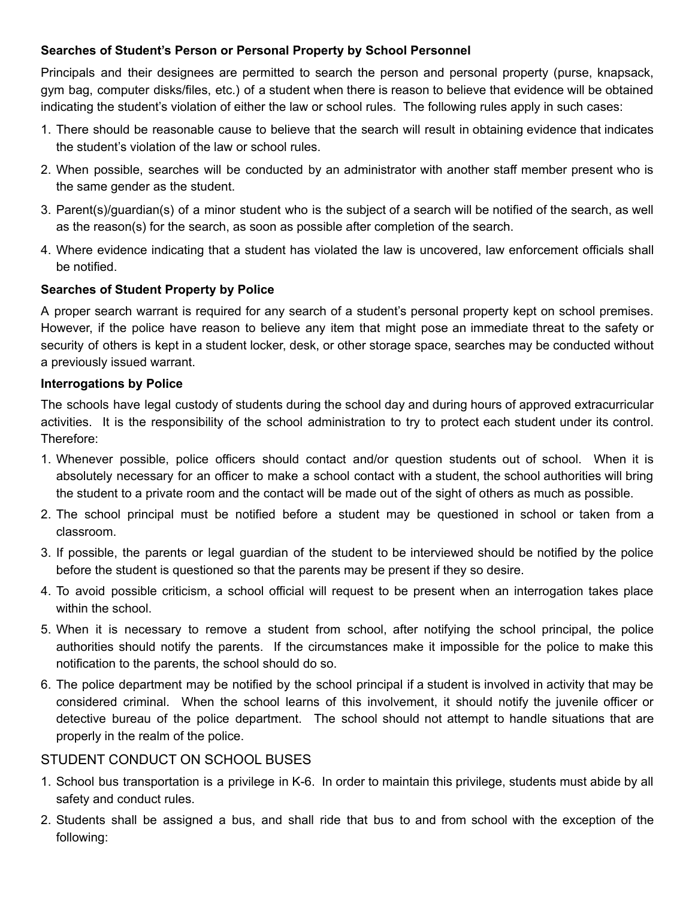**Searches of Student's Person or Personal Property by School Personnel**

Principals and their designees are permitted to search the person and personal property (purse, knapsack, gym bag, computer disks/files, etc.) of a student when there is reason to believe that evidence will be obtained indicating the student's violation of either the law or school rules. The following rules apply in such cases:

1. There should be reasonable cause to believe that the search will result in obtaining evidence that indicates the student's violation of the law or school rules.
2. When possible, searches will be conducted by an administrator with another staff member present who is the same gender as the student.
3. Parent(s)/guardian(s) of a minor student who is the subject of a search will be notified of the search, as well as the reason(s) for the search, as soon as possible after completion of the search.
4. Where evidence indicating that a student has violated the law is uncovered, law enforcement officials shall be notified.

**Searches of Student Property by Police**

A proper search warrant is required for any search of a student's personal property kept on school premises. However, if the police have reason to believe any item that might pose an immediate threat to the safety or security of others is kept in a student locker, desk, or other storage space, searches may be conducted without a previously issued warrant.

**Interrogations by Police**

The schools have legal custody of students during the school day and during hours of approved extracurricular activities. It is the responsibility of the school administration to try to protect each student under its control. Therefore:

1. Whenever possible, police officers should contact and/or question students out of school. When it is absolutely necessary for an officer to make a school contact with a student, the school authorities will bring the student to a private room and the contact will be made out of the sight of others as much as possible.
2. The school principal must be notified before a student may be questioned in school or taken from a classroom.
3. If possible, the parents or legal guardian of the student to be interviewed should be notified by the police before the student is questioned so that the parents may be present if they so desire.
4. To avoid possible criticism, a school official will request to be present when an interrogation takes place within the school.
5. When it is necessary to remove a student from school, after notifying the school principal, the police authorities should notify the parents. If the circumstances make it impossible for the police to make this notification to the parents, the school should do so.
6. The police department may be notified by the school principal if a student is involved in activity that may be considered criminal. When the school learns of this involvement, it should notify the juvenile officer or detective bureau of the police department. The school should not attempt to handle situations that are properly in the realm of the police.

## STUDENT CONDUCT ON SCHOOL BUSES

1. School bus transportation is a privilege in K-6. In order to maintain this privilege, students must abide by all safety and conduct rules.
2. Students shall be assigned a bus, and shall ride that bus to and from school with the exception of the following: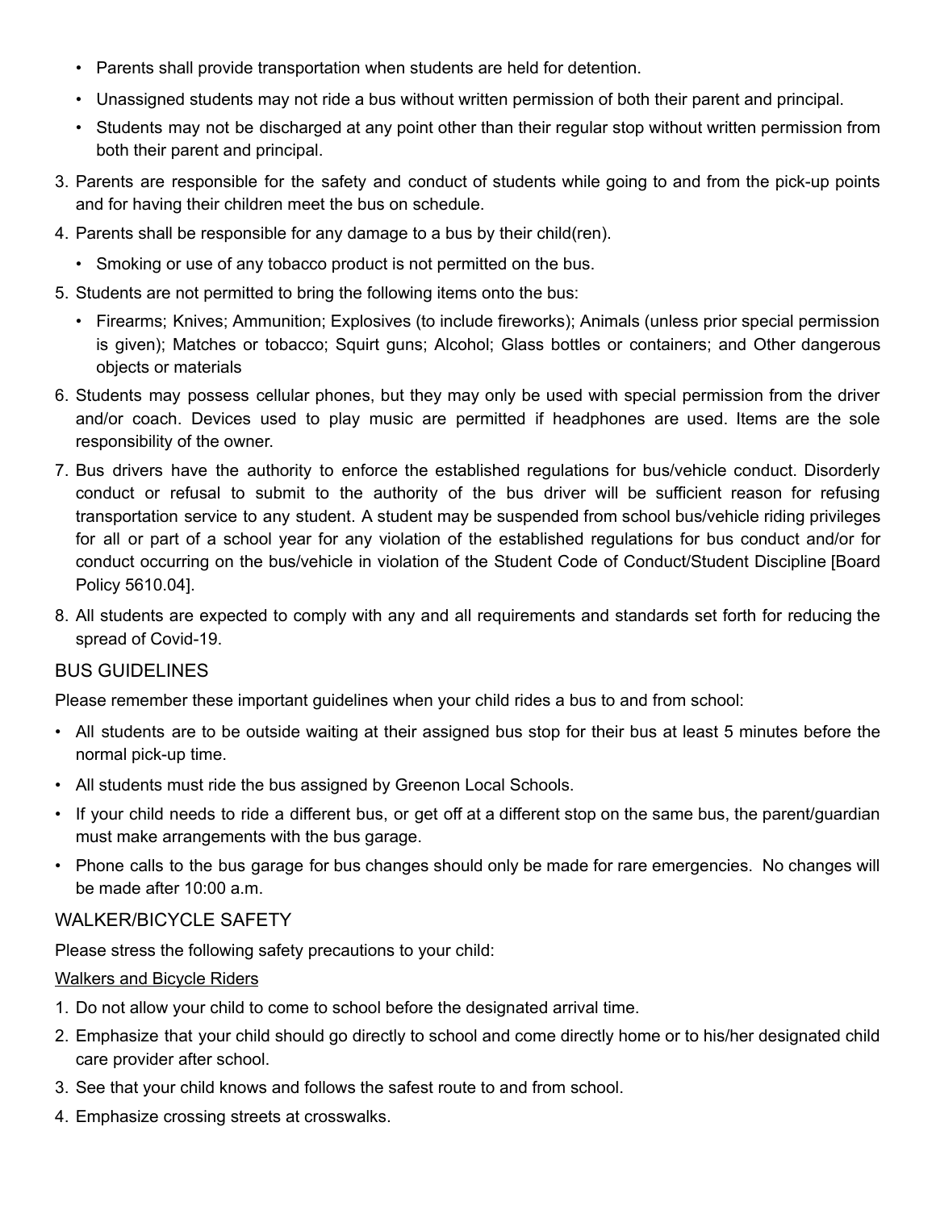- Parents shall provide transportation when students are held for detention.
- Unassigned students may not ride a bus without written permission of both their parent and principal.
- Students may not be discharged at any point other than their regular stop without written permission from both their parent and principal.

3. Parents are responsible for the safety and conduct of students while going to and from the pick-up points and for having their children meet the bus on schedule.
4. Parents shall be responsible for any damage to a bus by their child(ren).
   - Smoking or use of any tobacco product is not permitted on the bus.
5. Students are not permitted to bring the following items onto the bus:
   - Firearms; Knives; Ammunition; Explosives (to include fireworks); Animals (unless prior special permission is given); Matches or tobacco; Squirt guns; Alcohol; Glass bottles or containers; and Other dangerous objects or materials
6. Students may possess cellular phones, but they may only be used with special permission from the driver and/or coach. Devices used to play music are permitted if headphones are used. Items are the sole responsibility of the owner.
7. Bus drivers have the authority to enforce the established regulations for bus/vehicle conduct. Disorderly conduct or refusal to submit to the authority of the bus driver will be sufficient reason for refusing transportation service to any student. A student may be suspended from school bus/vehicle riding privileges for all or part of a school year for any violation of the established regulations for bus conduct and/or for conduct occurring on the bus/vehicle in violation of the Student Code of Conduct/Student Discipline [Board Policy 5610.04].
8. All students are expected to comply with any and all requirements and standards set forth for reducing the spread of Covid-19.

## BUS GUIDELINES

Please remember these important guidelines when your child rides a bus to and from school:

- All students are to be outside waiting at their assigned bus stop for their bus at least 5 minutes before the normal pick-up time.
- All students must ride the bus assigned by Greenon Local Schools.
- If your child needs to ride a different bus, or get off at a different stop on the same bus, the parent/guardian must make arrangements with the bus garage.
- Phone calls to the bus garage for bus changes should only be made for rare emergencies. No changes will be made after 10:00 a.m.

## WALKER/BICYCLE SAFETY

Please stress the following safety precautions to your child:

Walkers and Bicycle Riders

1. Do not allow your child to come to school before the designated arrival time.
2. Emphasize that your child should go directly to school and come directly home or to his/her designated child care provider after school.
3. See that your child knows and follows the safest route to and from school.
4. Emphasize crossing streets at crosswalks.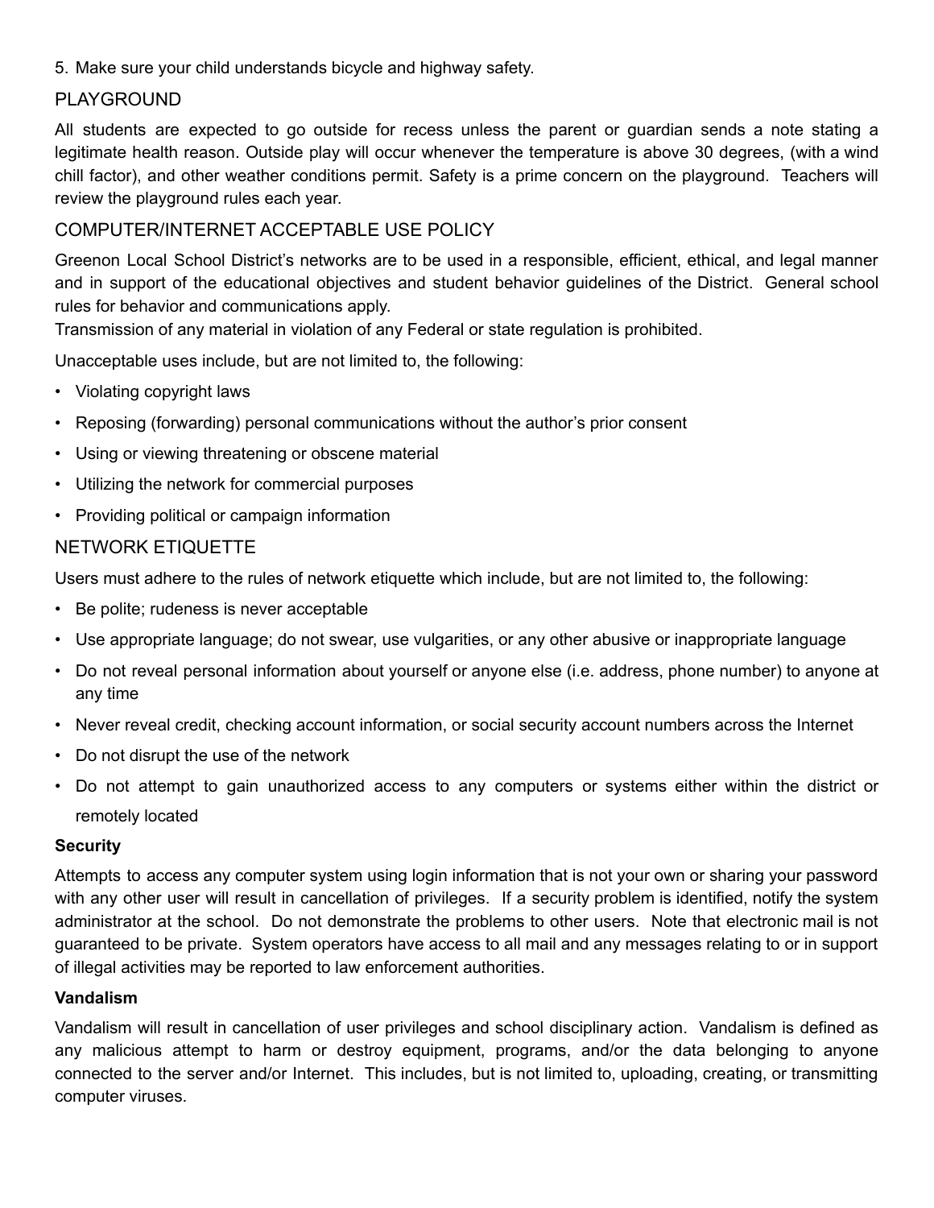5. Make sure your child understands bicycle and highway safety.

## PLAYGROUND

All students are expected to go outside for recess unless the parent or guardian sends a note stating a legitimate health reason. Outside play will occur whenever the temperature is above 30 degrees, (with a wind chill factor), and other weather conditions permit. Safety is a prime concern on the playground. Teachers will review the playground rules each year.

## COMPUTER/INTERNET ACCEPTABLE USE POLICY

Greenon Local School District's networks are to be used in a responsible, efficient, ethical, and legal manner and in support of the educational objectives and student behavior guidelines of the District. General school rules for behavior and communications apply.

Transmission of any material in violation of any Federal or state regulation is prohibited.

Unacceptable uses include, but are not limited to, the following:

- Violating copyright laws
- Reposing (forwarding) personal communications without the author's prior consent
- Using or viewing threatening or obscene material
- Utilizing the network for commercial purposes
- Providing political or campaign information

## NETWORK ETIQUETTE

Users must adhere to the rules of network etiquette which include, but are not limited to, the following:

- Be polite; rudeness is never acceptable
- Use appropriate language; do not swear, use vulgarities, or any other abusive or inappropriate language
- Do not reveal personal information about yourself or anyone else (i.e. address, phone number) to anyone at any time
- Never reveal credit, checking account information, or social security account numbers across the Internet
- Do not disrupt the use of the network
- Do not attempt to gain unauthorized access to any computers or systems either within the district or remotely located

**Security**

Attempts to access any computer system using login information that is not your own or sharing your password with any other user will result in cancellation of privileges. If a security problem is identified, notify the system administrator at the school. Do not demonstrate the problems to other users. Note that electronic mail is not guaranteed to be private. System operators have access to all mail and any messages relating to or in support of illegal activities may be reported to law enforcement authorities.

**Vandalism**

Vandalism will result in cancellation of user privileges and school disciplinary action. Vandalism is defined as any malicious attempt to harm or destroy equipment, programs, and/or the data belonging to anyone connected to the server and/or Internet. This includes, but is not limited to, uploading, creating, or transmitting computer viruses.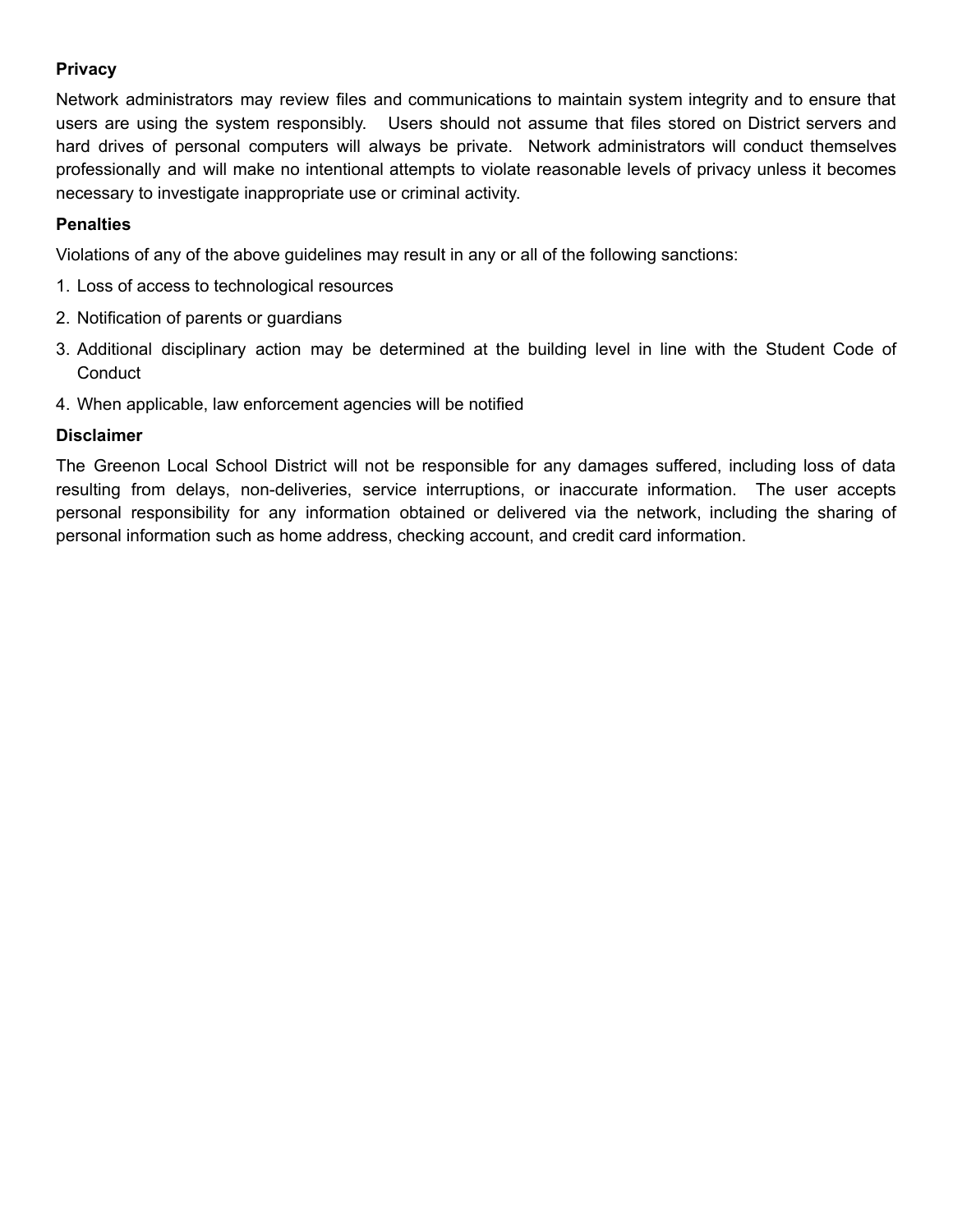**Privacy**

Network administrators may review files and communications to maintain system integrity and to ensure that users are using the system responsibly. Users should not assume that files stored on District servers and hard drives of personal computers will always be private. Network administrators will conduct themselves professionally and will make no intentional attempts to violate reasonable levels of privacy unless it becomes necessary to investigate inappropriate use or criminal activity.

**Penalties**

Violations of any of the above guidelines may result in any or all of the following sanctions:

1. Loss of access to technological resources
2. Notification of parents or guardians
3. Additional disciplinary action may be determined at the building level in line with the Student Code of Conduct
4. When applicable, law enforcement agencies will be notified

**Disclaimer**

The Greenon Local School District will not be responsible for any damages suffered, including loss of data resulting from delays, non-deliveries, service interruptions, or inaccurate information. The user accepts personal responsibility for any information obtained or delivered via the network, including the sharing of personal information such as home address, checking account, and credit card information.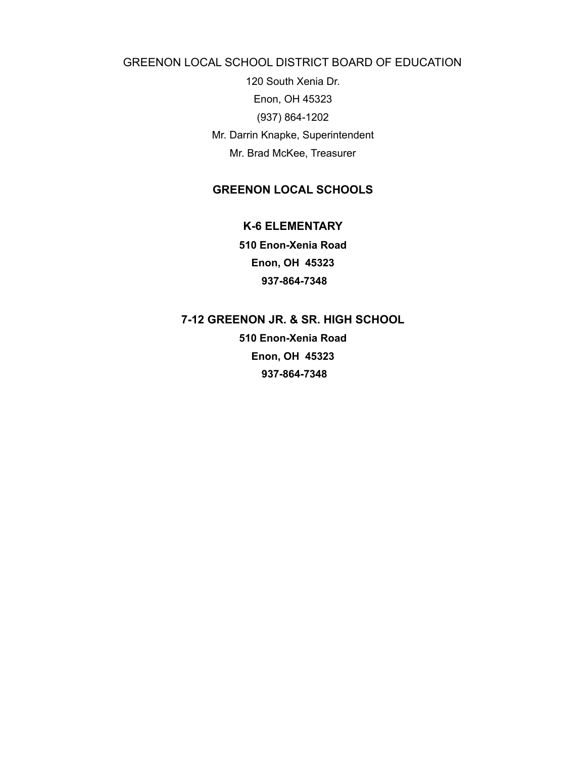GREENON LOCAL SCHOOL DISTRICT BOARD OF EDUCATION

120 South Xenia Dr.

Enon, OH 45323

(937) 864-1202

Mr. Darrin Knapke, Superintendent

Mr. Brad McKee, Treasurer

## GREENON LOCAL SCHOOLS

### K-6 ELEMENTARY

**510 Enon-Xenia Road**

**Enon, OH 45323**

**937-864-7348**

### 7-12 GREENON JR. & SR. HIGH SCHOOL

**510 Enon-Xenia Road**

**Enon, OH 45323**

**937-864-7348**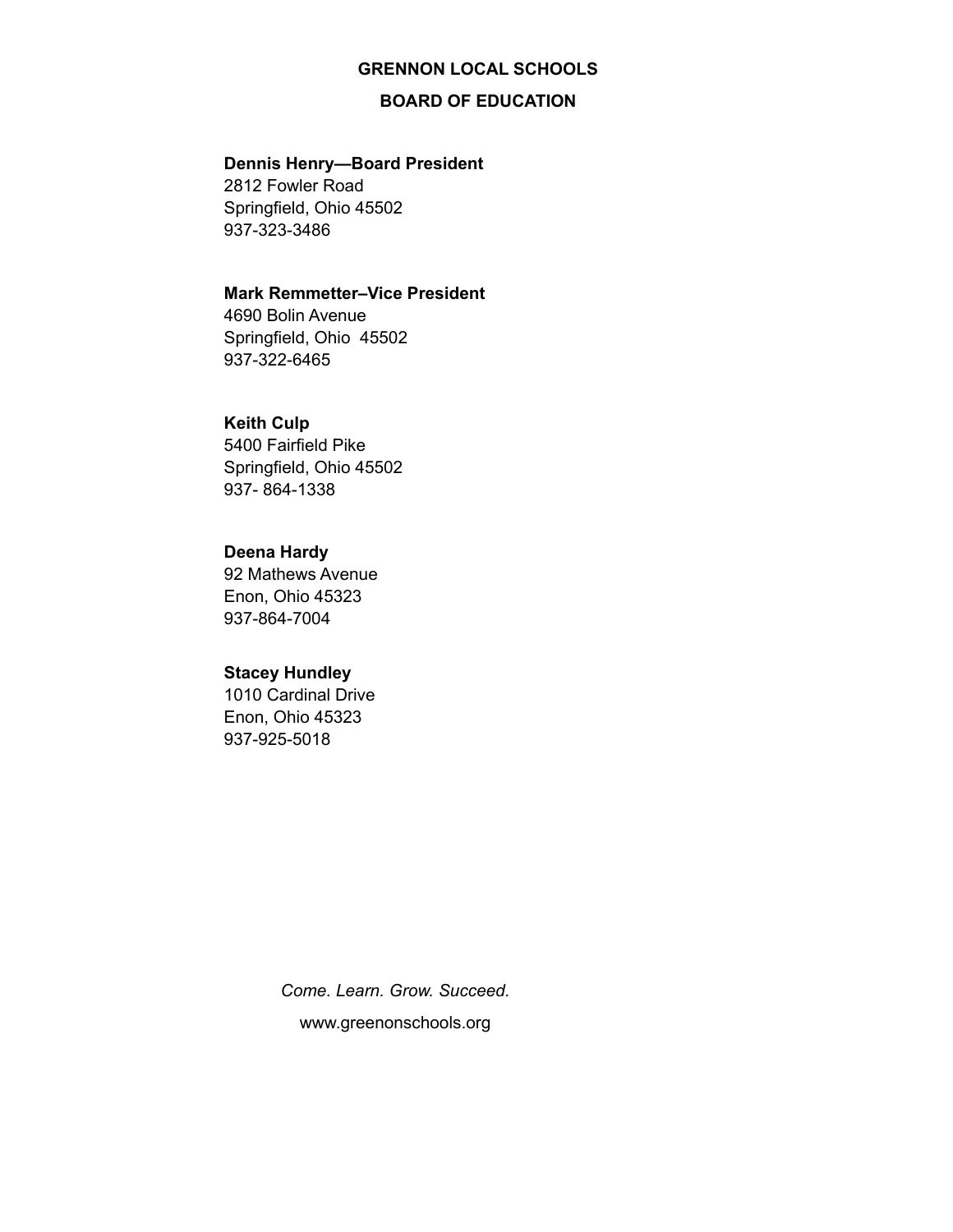**GRENNON LOCAL SCHOOLS**

**BOARD OF EDUCATION**

**Dennis Henry—Board President**
2812 Fowler Road
Springfield, Ohio 45502
937-323-3486

**Mark Remmetter–Vice President**
4690 Bolin Avenue
Springfield, Ohio 45502
937-322-6465

**Keith Culp**
5400 Fairfield Pike
Springfield, Ohio 45502
937- 864-1338

**Deena Hardy**
92 Mathews Avenue
Enon, Ohio 45323
937-864-7004

**Stacey Hundley**
1010 Cardinal Drive
Enon, Ohio 45323
937-925-5018

*Come. Learn. Grow. Succeed.*

www.greenonschools.org